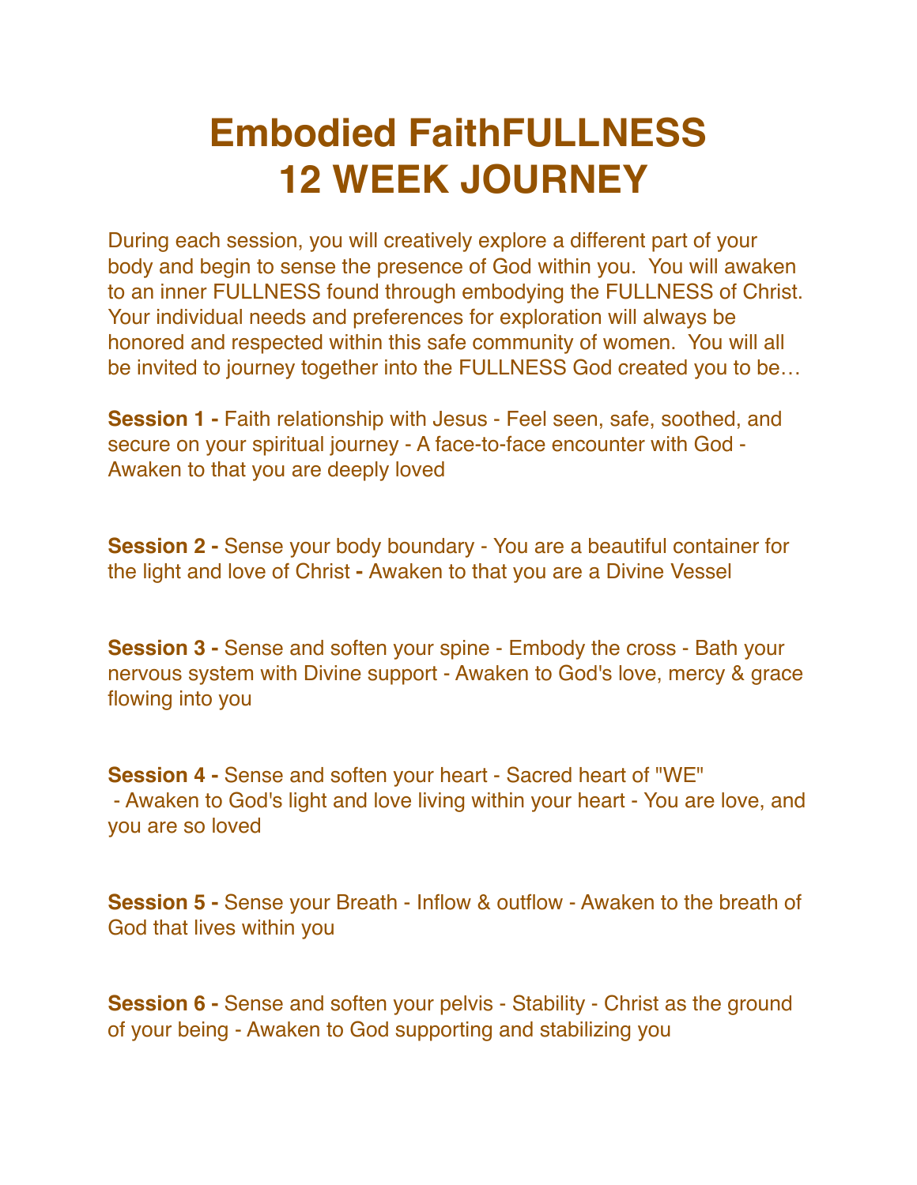# Embodied FaithFULLNESS
# 12 WEEK JOURNEY

During each session, you will creatively explore a different part of your body and begin to sense the presence of God within you. You will awaken to an inner FULLNESS found through embodying the FULLNESS of Christ. Your individual needs and preferences for exploration will always be honored and respected within this safe community of women. You will all be invited to journey together into the FULLNESS God created you to be…

**Session 1 -** Faith relationship with Jesus - Feel seen, safe, soothed, and secure on your spiritual journey - A face-to-face encounter with God - Awaken to that you are deeply loved

**Session 2 -** Sense your body boundary - You are a beautiful container for the light and love of Christ **-** Awaken to that you are a Divine Vessel

**Session 3 -** Sense and soften your spine - Embody the cross - Bath your nervous system with Divine support - Awaken to God's love, mercy & grace flowing into you

**Session 4 -** Sense and soften your heart - Sacred heart of "WE" - Awaken to God's light and love living within your heart - You are love, and you are so loved

**Session 5 -** Sense your Breath - Inflow & outflow - Awaken to the breath of God that lives within you

**Session 6 -** Sense and soften your pelvis - Stability - Christ as the ground of your being - Awaken to God supporting and stabilizing you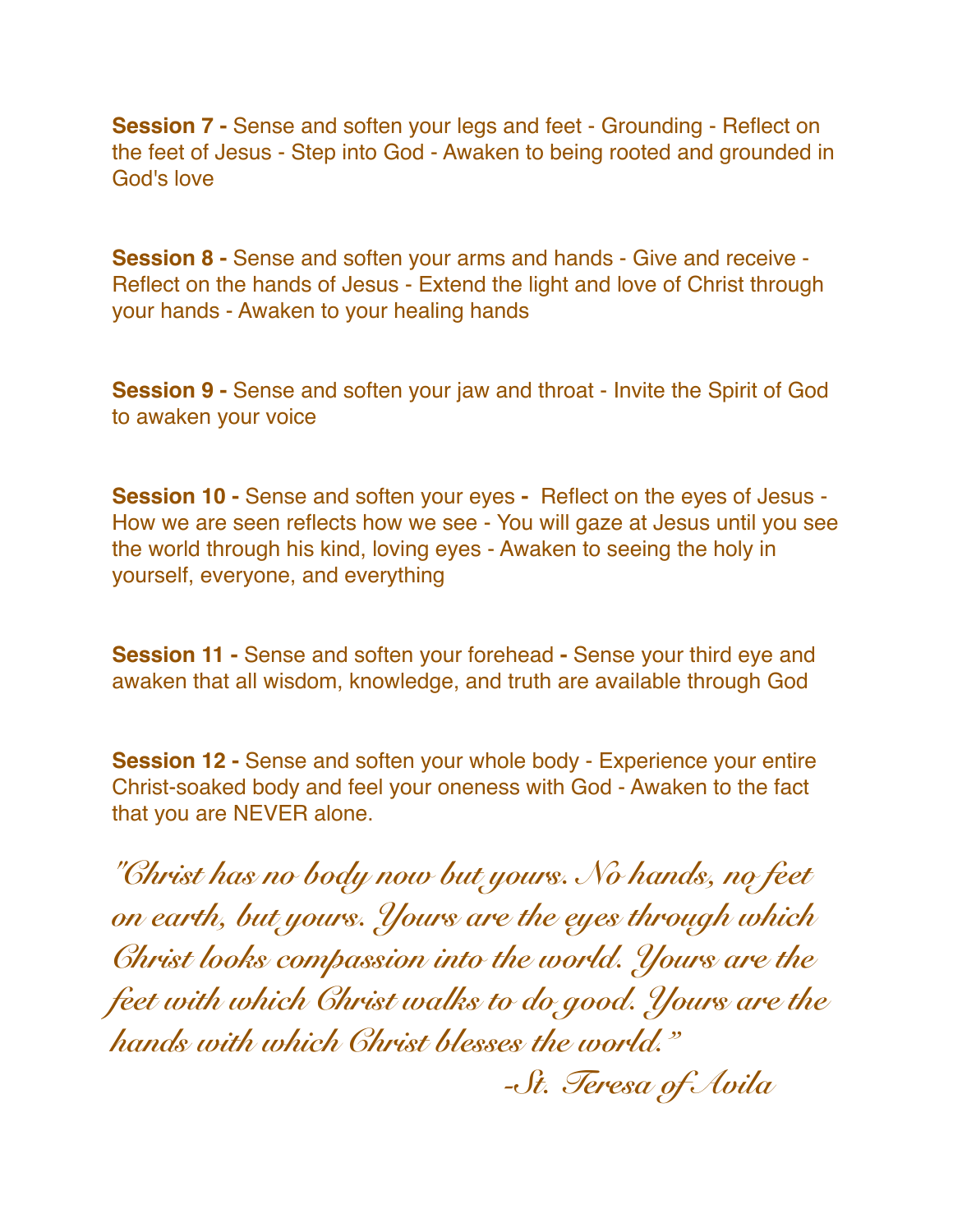**Session 7 -** Sense and soften your legs and feet - Grounding - Reflect on the feet of Jesus - Step into God - Awaken to being rooted and grounded in God's love

**Session 8 -** Sense and soften your arms and hands - Give and receive - Reflect on the hands of Jesus - Extend the light and love of Christ through your hands - Awaken to your healing hands

**Session 9 -** Sense and soften your jaw and throat - Invite the Spirit of God to awaken your voice

**Session 10 -** Sense and soften your eyes **-** Reflect on the eyes of Jesus - How we are seen reflects how we see - You will gaze at Jesus until you see the world through his kind, loving eyes - Awaken to seeing the holy in yourself, everyone, and everything

**Session 11 -** Sense and soften your forehead **-** Sense your third eye and awaken that all wisdom, knowledge, and truth are available through God

**Session 12 -** Sense and soften your whole body - Experience your entire Christ-soaked body and feel your oneness with God - Awaken to the fact that you are NEVER alone.

*"Christ has no body now but yours. No hands, no feet on earth, but yours. Yours are the eyes through which Christ looks compassion into the world. Yours are the feet with which Christ walks to do good. Yours are the hands with which Christ blesses the world."*

*-St. Teresa of Avila*